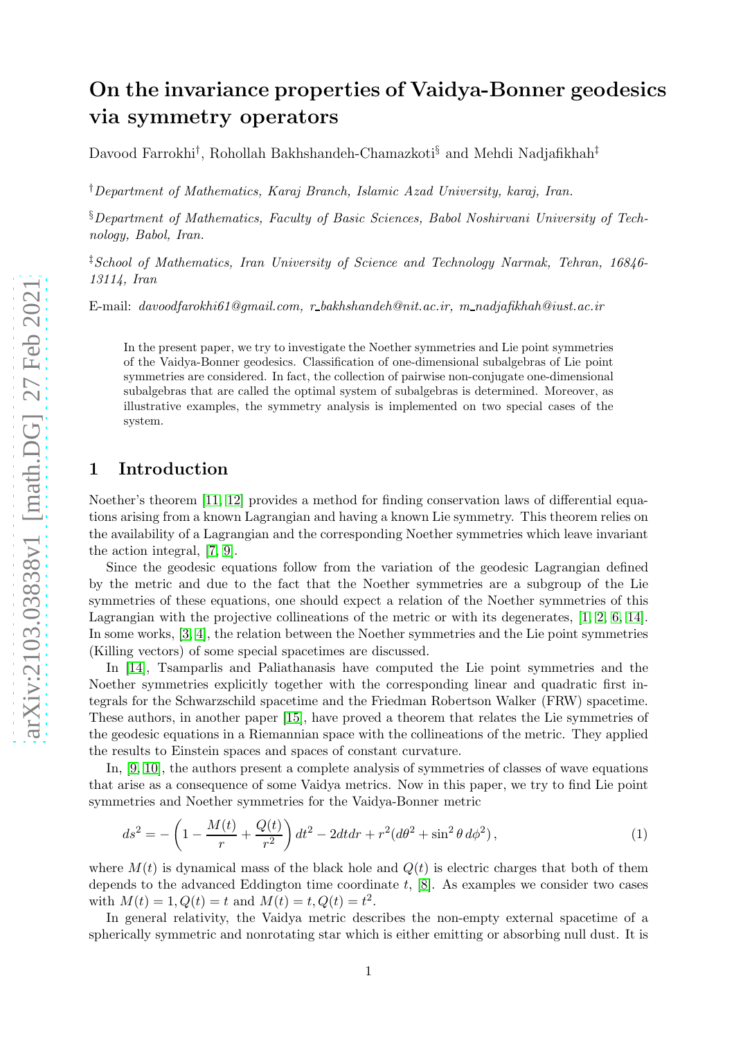# On the invariance properties of Vaidya-Bonner geodesics via symmetry operators

Davood Farrokhi[†], Rohollah Bakhshandeh-Chamazkoti[§] and Mehdi Nadjafikhah[‡]

[†]*Department of Mathematics, Karaj Branch, Islamic Azad University, karaj, Iran.*

[§]*Department of Mathematics, Faculty of Basic Sciences, Babol Noshirvani University of Technology, Babol, Iran.*

[‡]*School of Mathematics, Iran University of Science and Technology Narmak, Tehran, 16846-13114, Iran*

E-mail: *davoodfarrokhi61@gmail.com, r_bakhshandeh@nit.ac.ir, m_nadjafikhah@iust.ac.ir*

In the present paper, we try to investigate the Noether symmetries and Lie point symmetries of the Vaidya-Bonner geodesics. Classification of one-dimensional subalgebras of Lie point symmetries are considered. In fact, the collection of pairwise non-conjugate one-dimensional subalgebras that are called the optimal system of subalgebras is determined. Moreover, as illustrative examples, the symmetry analysis is implemented on two special cases of the system.

## 1 Introduction

Noether's theorem [11, 12] provides a method for finding conservation laws of differential equations arising from a known Lagrangian and having a known Lie symmetry. This theorem relies on the availability of a Lagrangian and the corresponding Noether symmetries which leave invariant the action integral, [7, 9].

Since the geodesic equations follow from the variation of the geodesic Lagrangian defined by the metric and due to the fact that the Noether symmetries are a subgroup of the Lie symmetries of these equations, one should expect a relation of the Noether symmetries of this Lagrangian with the projective collineations of the metric or with its degenerates, [1, 2, 6, 14]. In some works, [3, 4], the relation between the Noether symmetries and the Lie point symmetries (Killing vectors) of some special spacetimes are discussed.

In [14], Tsamparlis and Paliathanasis have computed the Lie point symmetries and the Noether symmetries explicitly together with the corresponding linear and quadratic first integrals for the Schwarzschild spacetime and the Friedman Robertson Walker (FRW) spacetime. These authors, in another paper [15], have proved a theorem that relates the Lie symmetries of the geodesic equations in a Riemannian space with the collineations of the metric. They applied the results to Einstein spaces and spaces of constant curvature.

In, [9, 10], the authors present a complete analysis of symmetries of classes of wave equations that arise as a consequence of some Vaidya metrics. Now in this paper, we try to find Lie point symmetries and Noether symmetries for the Vaidya-Bonner metric

$$ds^2 = -\left(1 - \frac{M(t)}{r} + \frac{Q(t)}{r^2}\right) dt^2 - 2dtdr + r^2(d\theta^2 + \sin^2\theta\, d\phi^2)\,, \tag{1}$$

where $M(t)$ is dynamical mass of the black hole and $Q(t)$ is electric charges that both of them depends to the advanced Eddington time coordinate $t$, [8]. As examples we consider two cases with $M(t) = 1, Q(t) = t$ and $M(t) = t, Q(t) = t^2$.

In general relativity, the Vaidya metric describes the non-empty external spacetime of a spherically symmetric and nonrotating star which is either emitting or absorbing null dust. It is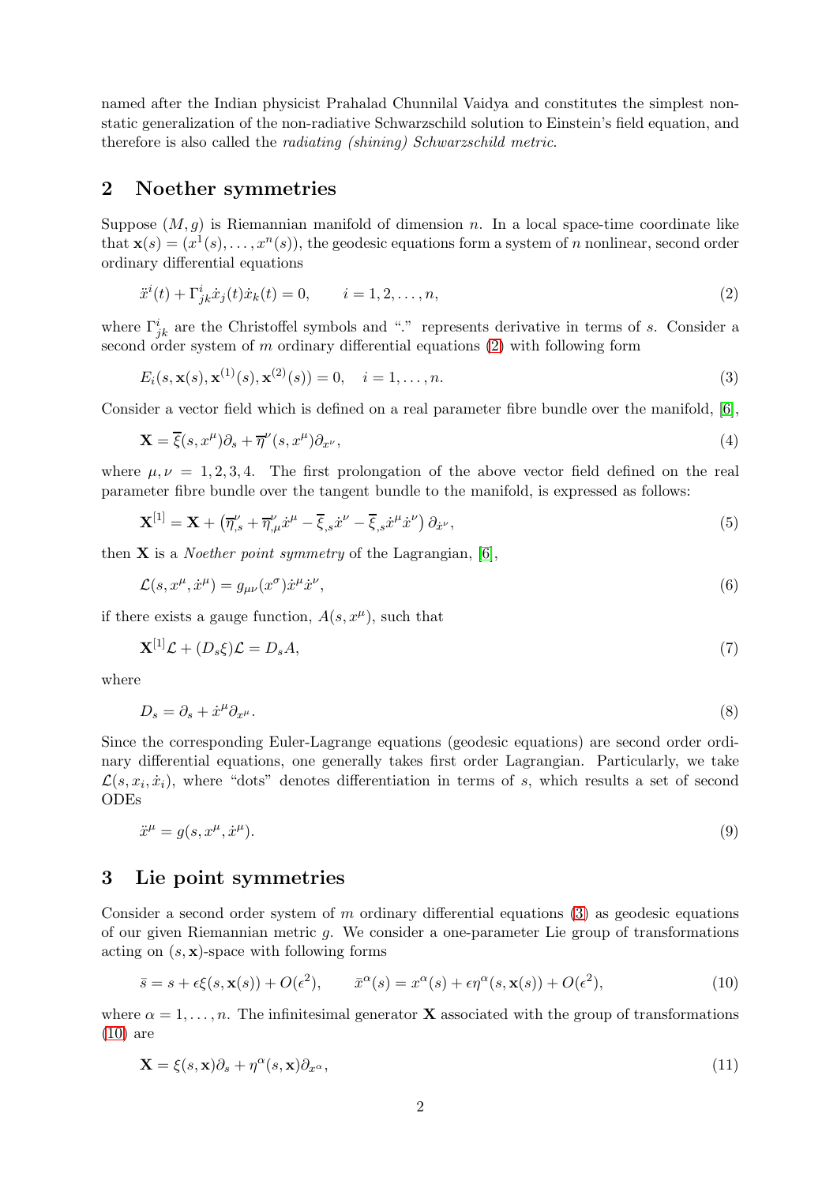named after the Indian physicist Prahalad Chunnilal Vaidya and constitutes the simplest non-static generalization of the non-radiative Schwarzschild solution to Einstein's field equation, and therefore is also called the *radiating (shining) Schwarzschild metric*.

## 2 Noether symmetries

Suppose $(M, g)$ is Riemannian manifold of dimension $n$. In a local space-time coordinate like that $\mathbf{x}(s) = (x^1(s), \ldots, x^n(s))$, the geodesic equations form a system of $n$ nonlinear, second order ordinary differential equations

$$\ddot{x}^i(t) + \Gamma^i_{jk}\dot{x}_j(t)\dot{x}_k(t) = 0, \qquad i = 1, 2, \ldots, n, \tag{2}$$

where $\Gamma^i_{jk}$ are the Christoffel symbols and "." represents derivative in terms of $s$. Consider a second order system of $m$ ordinary differential equations (2) with following form

$$E_i(s, \mathbf{x}(s), \mathbf{x}^{(1)}(s), \mathbf{x}^{(2)}(s)) = 0, \quad i = 1, \ldots, n. \tag{3}$$

Consider a vector field which is defined on a real parameter fibre bundle over the manifold, [6],

$$\mathbf{X} = \overline{\xi}(s, x^\mu)\partial_s + \overline{\eta}^\nu(s, x^\mu)\partial_{x^\nu}, \tag{4}$$

where $\mu, \nu = 1, 2, 3, 4$. The first prolongation of the above vector field defined on the real parameter fibre bundle over the tangent bundle to the manifold, is expressed as follows:

$$\mathbf{X}^{[1]} = \mathbf{X} + \left(\overline{\eta}^\nu_{,s} + \overline{\eta}^\nu_{,\mu}\dot{x}^\mu - \overline{\xi}_{,s}\dot{x}^\nu - \overline{\xi}_{,s}\dot{x}^\mu\dot{x}^\nu\right)\partial_{\dot{x}^\nu}, \tag{5}$$

then $\mathbf{X}$ is a *Noether point symmetry* of the Lagrangian, [6],

$$\mathcal{L}(s, x^\mu, \dot{x}^\mu) = g_{\mu\nu}(x^\sigma)\dot{x}^\mu\dot{x}^\nu, \tag{6}$$

if there exists a gauge function, $A(s, x^\mu)$, such that

$$\mathbf{X}^{[1]}\mathcal{L} + (D_s\xi)\mathcal{L} = D_s A, \tag{7}$$

where

$$D_s = \partial_s + \dot{x}^\mu\partial_{x^\mu}. \tag{8}$$

Since the corresponding Euler-Lagrange equations (geodesic equations) are second order ordinary differential equations, one generally takes first order Lagrangian. Particularly, we take $\mathcal{L}(s, x_i, \dot{x}_i)$, where "dots" denotes differentiation in terms of $s$, which results a set of second ODEs

$$\ddot{x}^\mu = g(s, x^\mu, \dot{x}^\mu). \tag{9}$$

## 3 Lie point symmetries

Consider a second order system of $m$ ordinary differential equations (3) as geodesic equations of our given Riemannian metric $g$. We consider a one-parameter Lie group of transformations acting on $(s, \mathbf{x})$-space with following forms

$$\bar{s} = s + \epsilon\xi(s, \mathbf{x}(s)) + O(\epsilon^2), \qquad \bar{x}^\alpha(s) = x^\alpha(s) + \epsilon\eta^\alpha(s, \mathbf{x}(s)) + O(\epsilon^2), \tag{10}$$

where $\alpha = 1, \ldots, n$. The infinitesimal generator $\mathbf{X}$ associated with the group of transformations (10) are

$$\mathbf{X} = \xi(s, \mathbf{x})\partial_s + \eta^\alpha(s, \mathbf{x})\partial_{x^\alpha}, \tag{11}$$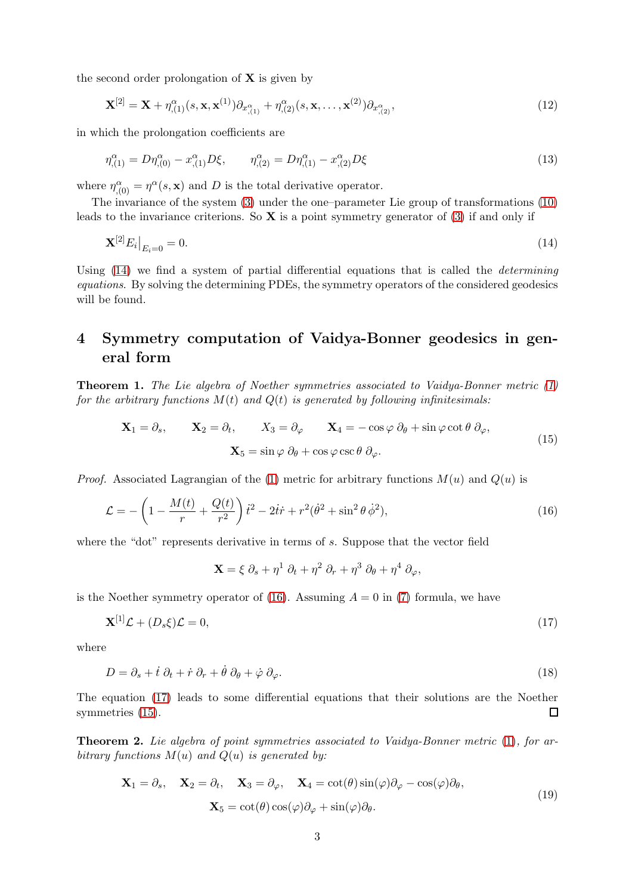the second order prolongation of $\mathbf{X}$ is given by

$$\mathbf{X}^{[2]} = \mathbf{X} + \eta^{\alpha}_{,(1)}(s, \mathbf{x}, \mathbf{x}^{(1)})\partial_{x^{\alpha}_{,(1)}} + \eta^{\alpha}_{,(2)}(s, \mathbf{x}, \ldots, \mathbf{x}^{(2)})\partial_{x^{\alpha}_{,(2)}}, \tag{12}$$

in which the prolongation coefficients are

$$\eta^{\alpha}_{,(1)} = D\eta^{\alpha}_{,(0)} - x^{\alpha}_{,(1)} D\xi, \qquad \eta^{\alpha}_{,(2)} = D\eta^{\alpha}_{,(1)} - x^{\alpha}_{,(2)} D\xi \tag{13}$$

where $\eta^{\alpha}_{,(0)} = \eta^{\alpha}(s, \mathbf{x})$ and $D$ is the total derivative operator.

The invariance of the system (3) under the one–parameter Lie group of transformations (10) leads to the invariance criterions. So $\mathbf{X}$ is a point symmetry generator of (3) if and only if

$$\mathbf{X}^{[2]} E_i\big|_{E_i=0} = 0. \tag{14}$$

Using (14) we find a system of partial differential equations that is called the *determining equations*. By solving the determining PDEs, the symmetry operators of the considered geodesics will be found.

## 4 Symmetry computation of Vaidya-Bonner geodesics in general form

**Theorem 1.** *The Lie algebra of Noether symmetries associated to Vaidya-Bonner metric (1) for the arbitrary functions $M(t)$ and $Q(t)$ is generated by following infinitesimals:*

$$\begin{gathered}\mathbf{X}_1 = \partial_s, \qquad \mathbf{X}_2 = \partial_t, \qquad X_3 = \partial_\varphi \qquad \mathbf{X}_4 = -\cos\varphi\,\partial_\theta + \sin\varphi\cot\theta\,\partial_\varphi, \\ \mathbf{X}_5 = \sin\varphi\,\partial_\theta + \cos\varphi\csc\theta\,\partial_\varphi.\end{gathered} \tag{15}$$

*Proof.* Associated Lagrangian of the (1) metric for arbitrary functions $M(u)$ and $Q(u)$ is

$$\mathcal{L} = -\left(1 - \frac{M(t)}{r} + \frac{Q(t)}{r^2}\right)\dot{t}^2 - 2\dot{t}\dot{r} + r^2(\dot{\theta}^2 + \sin^2\theta\,\dot{\varphi}^2), \tag{16}$$

where the "dot" represents derivative in terms of $s$. Suppose that the vector field

$$\mathbf{X} = \xi\,\partial_s + \eta^1\,\partial_t + \eta^2\,\partial_r + \eta^3\,\partial_\theta + \eta^4\,\partial_\varphi,$$

is the Noether symmetry operator of (16). Assuming $A = 0$ in (7) formula, we have

$$\mathbf{X}^{[1]}\mathcal{L} + (D_s\xi)\mathcal{L} = 0, \tag{17}$$

where

$$D = \partial_s + \dot{t}\,\partial_t + \dot{r}\,\partial_r + \dot{\theta}\,\partial_\theta + \dot{\varphi}\,\partial_\varphi. \tag{18}$$

The equation (17) leads to some differential equations that their solutions are the Noether symmetries (15). ◻

**Theorem 2.** *Lie algebra of point symmetries associated to Vaidya-Bonner metric (1), for arbitrary functions $M(u)$ and $Q(u)$ is generated by:*

$$\begin{gathered}\mathbf{X}_1 = \partial_s, \quad \mathbf{X}_2 = \partial_t, \quad \mathbf{X}_3 = \partial_\varphi, \quad \mathbf{X}_4 = \cot(\theta)\sin(\varphi)\partial_\varphi - \cos(\varphi)\partial_\theta, \\ \mathbf{X}_5 = \cot(\theta)\cos(\varphi)\partial_\varphi + \sin(\varphi)\partial_\theta.\end{gathered} \tag{19}$$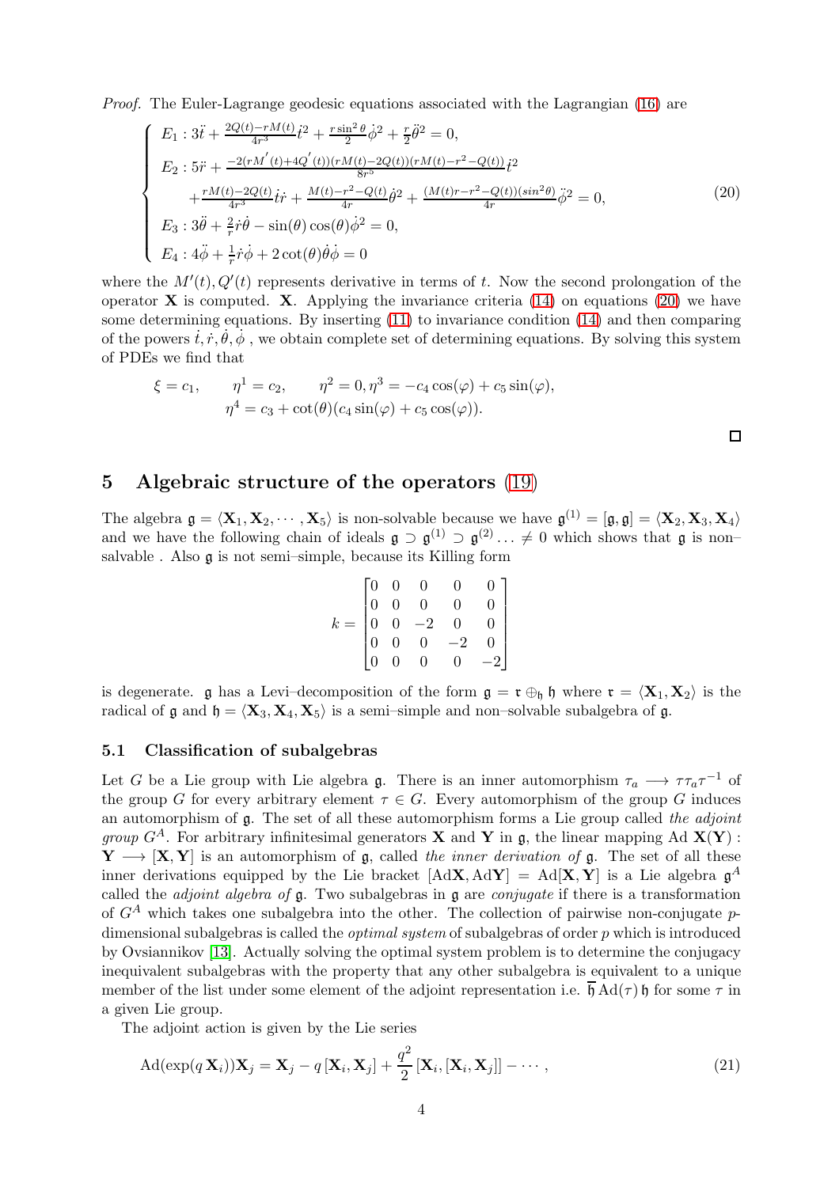*Proof.* The Euler-Lagrange geodesic equations associated with the Lagrangian (16) are

$$
\begin{cases}
E_1 : 3\ddot{t} + \frac{2Q(t)-rM(t)}{4r^3}\dot{t}^2 + \frac{r\sin^2\theta}{2}\dot{\phi}^2 + \frac{r}{2}\ddot{\theta}^2 = 0, \\
E_2 : 5\ddot{r} + \frac{-2(rM^{'}(t)+4Q^{'}(t))(rM(t)-2Q(t))(rM(t)-r^2-Q(t))}{8r^5}\dot{t}^2 \\
\quad + \frac{rM(t)-2Q(t)}{4r^3}\dot{t}\dot{r} + \frac{M(t)-r^2-Q(t)}{4r}\dot{\theta}^2 + \frac{(M(t)r-r^2-Q(t))(sin^2\theta)}{4r}\ddot{\phi}^2 = 0, \\
E_3 : 3\ddot{\theta} + \frac{2}{r}\dot{r}\dot{\theta} - \sin(\theta)\cos(\theta)\dot{\phi}^2 = 0, \\
E_4 : 4\ddot{\phi} + \frac{1}{r}\dot{r}\dot{\phi} + 2\cot(\theta)\dot{\theta}\dot{\phi} = 0
\end{cases}
\tag{20}
$$

where the $M'(t), Q'(t)$ represents derivative in terms of $t$. Now the second prolongation of the operator $\mathbf{X}$ is computed. $\mathbf{X}$. Applying the invariance criteria (14) on equations (20) we have some determining equations. By inserting (11) to invariance condition (14) and then comparing of the powers $\dot{t}, \dot{r}, \dot{\theta}, \dot{\phi}$ , we obtain complete set of determining equations. By solving this system of PDEs we find that

$$
\xi = c_1, \qquad \eta^1 = c_2, \qquad \eta^2 = 0, \eta^3 = -c_4\cos(\varphi) + c_5\sin(\varphi),
$$
$$
\eta^4 = c_3 + \cot(\theta)(c_4\sin(\varphi) + c_5\cos(\varphi)).
$$

□

## 5 Algebraic structure of the operators (19)

The algebra $\mathfrak{g} = \langle \mathbf{X}_1, \mathbf{X}_2, \cdots, \mathbf{X}_5 \rangle$ is non-solvable because we have $\mathfrak{g}^{(1)} = [\mathfrak{g}, \mathfrak{g}] = \langle \mathbf{X}_2, \mathbf{X}_3, \mathbf{X}_4 \rangle$ and we have the following chain of ideals $\mathfrak{g} \supset \mathfrak{g}^{(1)} \supset \mathfrak{g}^{(2)} \ldots \neq 0$ which shows that $\mathfrak{g}$ is non–salvable . Also $\mathfrak{g}$ is not semi–simple, because its Killing form

$$
k = \begin{bmatrix} 0 & 0 & 0 & 0 & 0 \\ 0 & 0 & 0 & 0 & 0 \\ 0 & 0 & -2 & 0 & 0 \\ 0 & 0 & 0 & -2 & 0 \\ 0 & 0 & 0 & 0 & -2 \end{bmatrix}
$$

is degenerate. $\mathfrak{g}$ has a Levi–decomposition of the form $\mathfrak{g} = \mathfrak{r} \oplus_{\mathfrak{h}} \mathfrak{h}$ where $\mathfrak{r} = \langle \mathbf{X}_1, \mathbf{X}_2 \rangle$ is the radical of $\mathfrak{g}$ and $\mathfrak{h} = \langle \mathbf{X}_3, \mathbf{X}_4, \mathbf{X}_5 \rangle$ is a semi–simple and non–solvable subalgebra of $\mathfrak{g}$.

### 5.1 Classification of subalgebras

Let $G$ be a Lie group with Lie algebra $\mathfrak{g}$. There is an inner automorphism $\tau_a \longrightarrow \tau\tau_a\tau^{-1}$ of the group $G$ for every arbitrary element $\tau \in G$. Every automorphism of the group $G$ induces an automorphism of $\mathfrak{g}$. The set of all these automorphism forms a Lie group called *the adjoint group* $G^A$. For arbitrary infinitesimal generators $\mathbf{X}$ and $\mathbf{Y}$ in $\mathfrak{g}$, the linear mapping Ad $\mathbf{X}(\mathbf{Y})$ : $\mathbf{Y} \longrightarrow [\mathbf{X}, \mathbf{Y}]$ is an automorphism of $\mathfrak{g}$, called *the inner derivation of* $\mathfrak{g}$. The set of all these inner derivations equipped by the Lie bracket $[\mathrm{Ad}\mathbf{X}, \mathrm{Ad}\mathbf{Y}] = \mathrm{Ad}[\mathbf{X}, \mathbf{Y}]$ is a Lie algebra $\mathfrak{g}^A$ called the *adjoint algebra of* $\mathfrak{g}$. Two subalgebras in $\mathfrak{g}$ are *conjugate* if there is a transformation of $G^A$ which takes one subalgebra into the other. The collection of pairwise non-conjugate $p$-dimensional subalgebras is called the *optimal system* of subalgebras of order $p$ which is introduced by Ovsiannikov [13]. Actually solving the optimal system problem is to determine the conjugacy inequivalent subalgebras with the property that any other subalgebra is equivalent to a unique member of the list under some element of the adjoint representation i.e. $\overline{\mathfrak{h}}\,\mathrm{Ad}(\tau)\,\mathfrak{h}$ for some $\tau$ in a given Lie group.

The adjoint action is given by the Lie series

$$
\mathrm{Ad}(\exp(q\,\mathbf{X}_i))\mathbf{X}_j = \mathbf{X}_j - q\,[\mathbf{X}_i, \mathbf{X}_j] + \frac{q^2}{2}\,[\mathbf{X}_i, [\mathbf{X}_i, \mathbf{X}_j]] - \cdots, \tag{21}
$$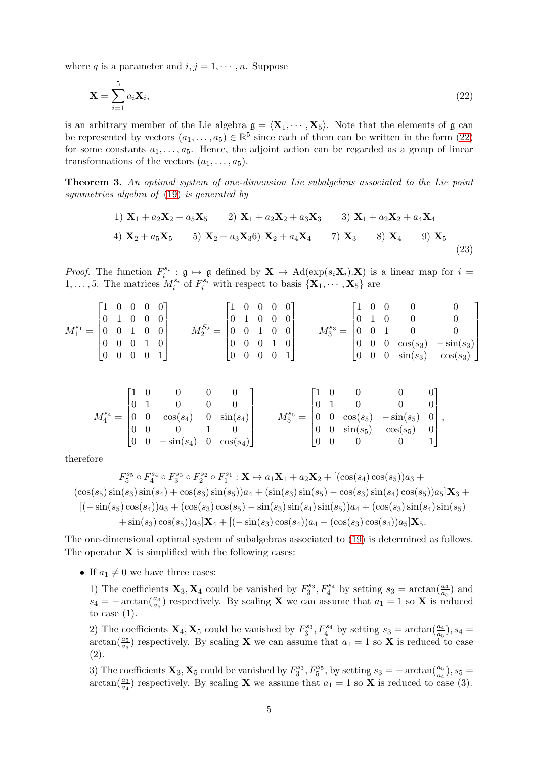where $q$ is a parameter and $i, j = 1, \cdots, n$. Suppose

$$\mathbf{X} = \sum_{i=1}^{5} a_i \mathbf{X}_i, \tag{22}$$

is an arbitrary member of the Lie algebra $\mathfrak{g} = \langle \mathbf{X}_1, \cdots, \mathbf{X}_5 \rangle$. Note that the elements of $\mathfrak{g}$ can be represented by vectors $(a_1, \ldots, a_5) \in \mathbb{R}^5$ since each of them can be written in the form (22) for some constants $a_1, \ldots, a_5$. Hence, the adjoint action can be regarded as a group of linear transformations of the vectors $(a_1, \ldots, a_5)$.

**Theorem 3.** *An optimal system of one-dimension Lie subalgebras associated to the Lie point symmetries algebra of (19) is generated by*

$$\begin{array}{lll} 1)\ \mathbf{X}_1 + a_2\mathbf{X}_2 + a_5\mathbf{X}_5 & 2)\ \mathbf{X}_1 + a_2\mathbf{X}_2 + a_3\mathbf{X}_3 & 3)\ \mathbf{X}_1 + a_2\mathbf{X}_2 + a_4\mathbf{X}_4 \\ 4)\ \mathbf{X}_2 + a_5\mathbf{X}_5 \quad 5)\ \mathbf{X}_2 + a_3\mathbf{X}_3 6)\ \mathbf{X}_2 + a_4\mathbf{X}_4 & 7)\ \mathbf{X}_3 \quad 8)\ \mathbf{X}_4 & 9)\ \mathbf{X}_5 \end{array} \tag{23}$$

*Proof.* The function $F_i^{s_i} : \mathfrak{g} \mapsto \mathfrak{g}$ defined by $\mathbf{X} \mapsto \mathrm{Ad}(\exp(s_i\mathbf{X}_i).\mathbf{X})$ is a linear map for $i = 1, \ldots, 5$. The matrices $M_i^{s_i}$ of $F_i^{s_i}$ with respect to basis $\{\mathbf{X}_1, \cdots, \mathbf{X}_5\}$ are

$$M_1^{s_1} = \begin{bmatrix} 1 & 0 & 0 & 0 & 0 \\ 0 & 1 & 0 & 0 & 0 \\ 0 & 0 & 1 & 0 & 0 \\ 0 & 0 & 0 & 1 & 0 \\ 0 & 0 & 0 & 0 & 1 \end{bmatrix} \qquad M_2^{S_2} = \begin{bmatrix} 1 & 0 & 0 & 0 & 0 \\ 0 & 1 & 0 & 0 & 0 \\ 0 & 0 & 1 & 0 & 0 \\ 0 & 0 & 0 & 1 & 0 \\ 0 & 0 & 0 & 0 & 1 \end{bmatrix} \qquad M_3^{s_3} = \begin{bmatrix} 1 & 0 & 0 & 0 & 0 \\ 0 & 1 & 0 & 0 & 0 \\ 0 & 0 & 1 & 0 & 0 \\ 0 & 0 & 0 & \cos(s_3) & -\sin(s_3) \\ 0 & 0 & 0 & \sin(s_3) & \cos(s_3) \end{bmatrix}$$

$$M_4^{s_4} = \begin{bmatrix} 1 & 0 & 0 & 0 & 0 \\ 0 & 1 & 0 & 0 & 0 \\ 0 & 0 & \cos(s_4) & 0 & \sin(s_4) \\ 0 & 0 & 0 & 1 & 0 \\ 0 & 0 & -\sin(s_4) & 0 & \cos(s_4) \end{bmatrix} \qquad M_5^{s_5} = \begin{bmatrix} 1 & 0 & 0 & 0 & 0 \\ 0 & 1 & 0 & 0 & 0 \\ 0 & 0 & \cos(s_5) & -\sin(s_5) & 0 \\ 0 & 0 & \sin(s_5) & \cos(s_5) & 0 \\ 0 & 0 & 0 & 0 & 1 \end{bmatrix},$$

therefore

$$\begin{aligned} F_5^{s_5} \circ F_4^{s_4} \circ F_3^{s_3} \circ F_2^{s_2} \circ F_1^{s_1} : \mathbf{X} \mapsto a_1\mathbf{X}_1 + a_2\mathbf{X}_2 + [(\cos(s_4)\cos(s_5))a_3 + \\ (\cos(s_5)\sin(s_3)\sin(s_4) + \cos(s_3)\sin(s_5))a_4 + (\sin(s_3)\sin(s_5) - \cos(s_3)\sin(s_4)\cos(s_5))a_5]\mathbf{X}_3 + \\ [(-\sin(s_5)\cos(s_4))a_3 + (\cos(s_3)\cos(s_5) - \sin(s_3)\sin(s_4)\sin(s_5))a_4 + (\cos(s_3)\sin(s_4)\sin(s_5) \\ + \sin(s_3)\cos(s_5))a_5]\mathbf{X}_4 + [(-\sin(s_3)\cos(s_4))a_4 + (\cos(s_3)\cos(s_4))a_5]\mathbf{X}_5. \end{aligned}$$

The one-dimensional optimal system of subalgebras associated to (19) is determined as follows. The operator $\mathbf{X}$ is simplified with the following cases:

- If $a_1 \neq 0$ we have three cases:

  1) The coefficients $\mathbf{X}_3, \mathbf{X}_4$ could be vanished by $F_3^{s_3}, F_4^{s_4}$ by setting $s_3 = \arctan(\frac{a_4}{a_5})$ and $s_4 = -\arctan(\frac{a_3}{a_5})$ respectively. By scaling $\mathbf{X}$ we can assume that $a_1 = 1$ so $\mathbf{X}$ is reduced to case (1).

  2) The coefficients $\mathbf{X}_4, \mathbf{X}_5$ could be vanished by $F_3^{s_3}, F_4^{s_4}$ by setting $s_3 = \arctan(\frac{a_4}{a_5}), s_4 = \arctan(\frac{a_5}{a_3})$ respectively. By scaling $\mathbf{X}$ we can assume that $a_1 = 1$ so $\mathbf{X}$ is reduced to case (2).

  3) The coefficients $\mathbf{X}_3, \mathbf{X}_5$ could be vanished by $F_3^{s_3}, F_5^{s_5}$, by setting $s_3 = -\arctan(\frac{a_5}{a_4}), s_5 = \arctan(\frac{a_3}{a_4})$ respectively. By scaling $\mathbf{X}$ we assume that $a_1 = 1$ so $\mathbf{X}$ is reduced to case (3).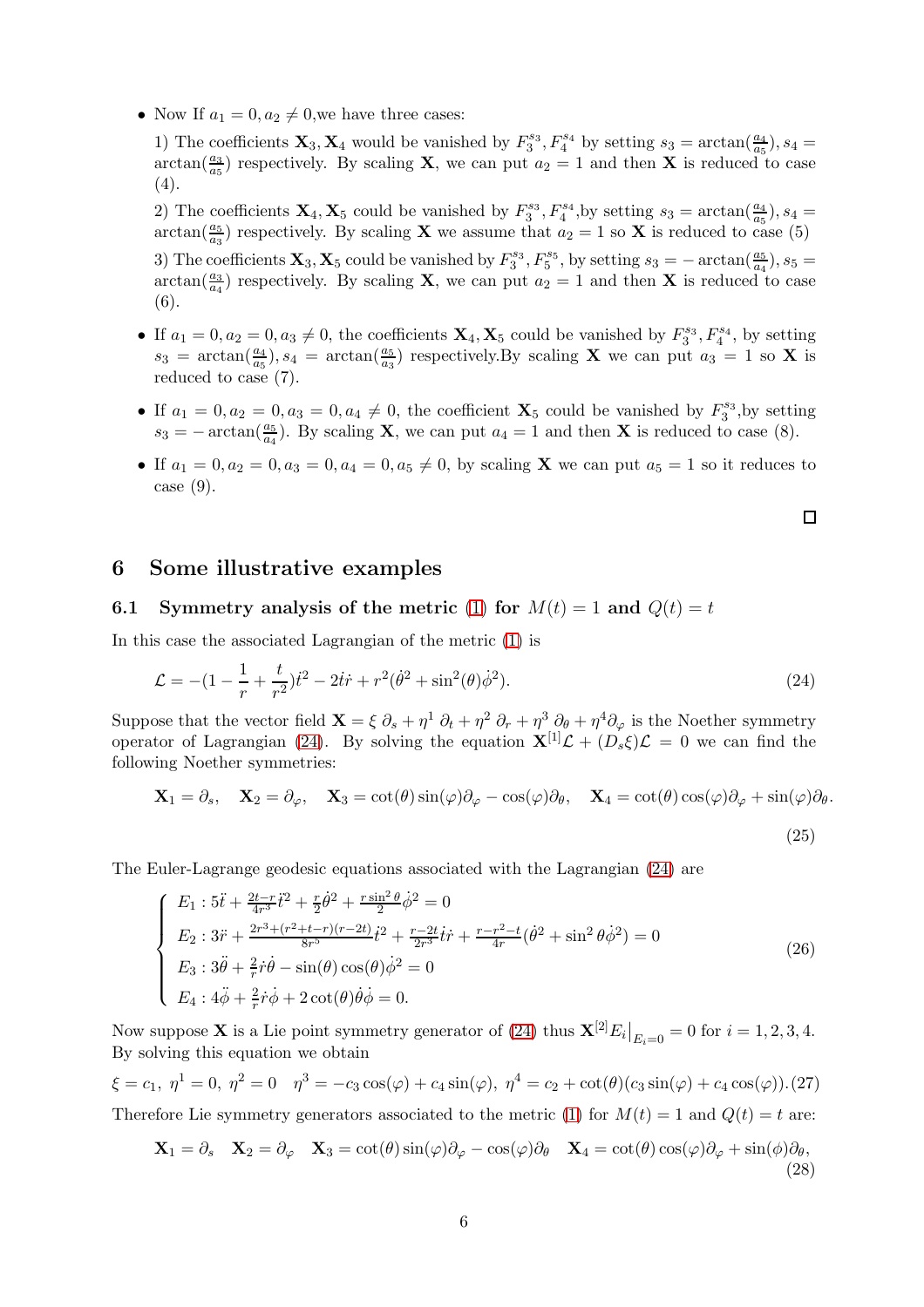- Now If $a_1 = 0, a_2 \neq 0$,we have three cases:

  1) The coefficients $\mathbf{X}_3, \mathbf{X}_4$ would be vanished by $F_3^{s_3}, F_4^{s_4}$ by setting $s_3 = \arctan(\frac{a_4}{a_5}), s_4 = \arctan(\frac{a_3}{a_5})$ respectively. By scaling $\mathbf{X}$, we can put $a_2 = 1$ and then $\mathbf{X}$ is reduced to case (4).

  2) The coefficients $\mathbf{X}_4, \mathbf{X}_5$ could be vanished by $F_3^{s_3}, F_4^{s_4}$,by setting $s_3 = \arctan(\frac{a_4}{a_5}), s_4 = \arctan(\frac{a_5}{a_3})$ respectively. By scaling $\mathbf{X}$ we assume that $a_2 = 1$ so $\mathbf{X}$ is reduced to case (5)

  3) The coefficients $\mathbf{X}_3, \mathbf{X}_5$ could be vanished by $F_3^{s_3}, F_5^{s_5}$, by setting $s_3 = -\arctan(\frac{a_5}{a_4}), s_5 = \arctan(\frac{a_3}{a_4})$ respectively. By scaling $\mathbf{X}$, we can put $a_2 = 1$ and then $\mathbf{X}$ is reduced to case (6).

- If $a_1 = 0, a_2 = 0, a_3 \neq 0$, the coefficients $\mathbf{X}_4, \mathbf{X}_5$ could be vanished by $F_3^{s_3}, F_4^{s_4}$, by setting $s_3 = \arctan(\frac{a_4}{a_5}), s_4 = \arctan(\frac{a_5}{a_3})$ respectively.By scaling $\mathbf{X}$ we can put $a_3 = 1$ so $\mathbf{X}$ is reduced to case (7).

- If $a_1 = 0, a_2 = 0, a_3 = 0, a_4 \neq 0$, the coefficient $\mathbf{X}_5$ could be vanished by $F_3^{s_3}$,by setting $s_3 = -\arctan(\frac{a_5}{a_4})$. By scaling $\mathbf{X}$, we can put $a_4 = 1$ and then $\mathbf{X}$ is reduced to case (8).

- If $a_1 = 0, a_2 = 0, a_3 = 0, a_4 = 0, a_5 \neq 0$, by scaling $\mathbf{X}$ we can put $a_5 = 1$ so it reduces to case (9).

□

## 6 Some illustrative examples

### 6.1 Symmetry analysis of the metric (1) for $M(t) = 1$ and $Q(t) = t$

In this case the associated Lagrangian of the metric (1) is

$$\mathcal{L} = -(1 - \frac{1}{r} + \frac{t}{r^2})\dot{t}^2 - 2\dot{t}\dot{r} + r^2(\dot{\theta}^2 + \sin^2(\theta)\dot{\phi}^2). \tag{24}$$

Suppose that the vector field $\mathbf{X} = \xi\, \partial_s + \eta^1\, \partial_t + \eta^2\, \partial_r + \eta^3\, \partial_\theta + \eta^4 \partial_\varphi$ is the Noether symmetry operator of Lagrangian (24). By solving the equation $\mathbf{X}^{[1]}\mathcal{L} + (D_s\xi)\mathcal{L} = 0$ we can find the following Noether symmetries:

$$\mathbf{X}_1 = \partial_s, \quad \mathbf{X}_2 = \partial_\varphi, \quad \mathbf{X}_3 = \cot(\theta)\sin(\varphi)\partial_\varphi - \cos(\varphi)\partial_\theta, \quad \mathbf{X}_4 = \cot(\theta)\cos(\varphi)\partial_\varphi + \sin(\varphi)\partial_\theta. \tag{25}$$

The Euler-Lagrange geodesic equations associated with the Lagrangian (24) are

$$\begin{cases} E_1 : 5\ddot{t} + \frac{2t-r}{4r^3}\dot{t}^2 + \frac{r}{2}\dot{\theta}^2 + \frac{r\sin^2\theta}{2}\dot{\phi}^2 = 0 \\ E_2 : 3\ddot{r} + \frac{2r^3+(r^2+t-r)(r-2t)}{8r^5}\dot{t}^2 + \frac{r-2t}{2r^3}\dot{t}\dot{r} + \frac{r-r^2-t}{4r}(\dot{\theta}^2 + \sin^2\theta\dot{\phi}^2) = 0 \\ E_3 : 3\ddot{\theta} + \frac{2}{r}\dot{r}\dot{\theta} - \sin(\theta)\cos(\theta)\dot{\phi}^2 = 0 \\ E_4 : 4\ddot{\phi} + \frac{2}{r}\dot{r}\dot{\phi} + 2\cot(\theta)\dot{\theta}\dot{\phi} = 0. \end{cases} \tag{26}$$

Now suppose $\mathbf{X}$ is a Lie point symmetry generator of (24) thus $\mathbf{X}^{[2]}E_i\big|_{E_i=0} = 0$ for $i = 1, 2, 3, 4$. By solving this equation we obtain

$$\xi = c_1,\ \eta^1 = 0,\ \eta^2 = 0 \quad \eta^3 = -c_3\cos(\varphi) + c_4\sin(\varphi),\ \eta^4 = c_2 + \cot(\theta)(c_3\sin(\varphi) + c_4\cos(\varphi)). \tag{27}$$

Therefore Lie symmetry generators associated to the metric (1) for $M(t) = 1$ and $Q(t) = t$ are:

$$\mathbf{X}_1 = \partial_s \quad \mathbf{X}_2 = \partial_\varphi \quad \mathbf{X}_3 = \cot(\theta)\sin(\varphi)\partial_\varphi - \cos(\varphi)\partial_\theta \quad \mathbf{X}_4 = \cot(\theta)\cos(\varphi)\partial_\varphi + \sin(\phi)\partial_\theta, \tag{28}$$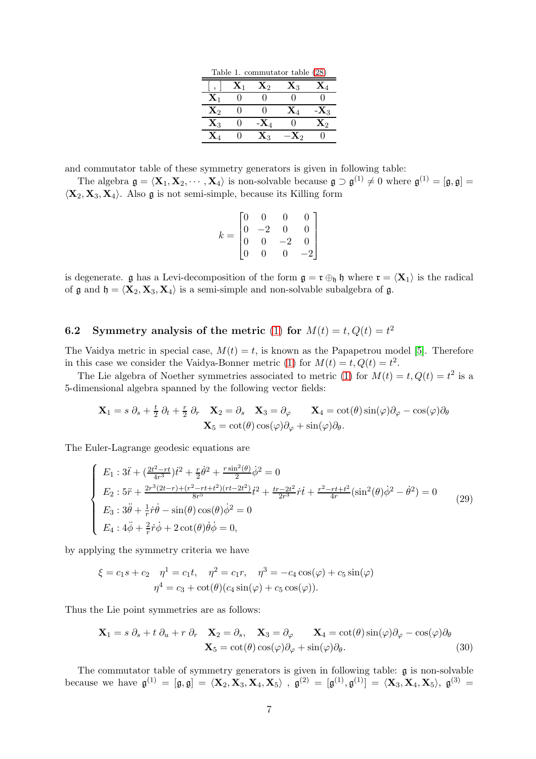Table 1. commutator table (28)

| [ , ] | $\mathbf{X}_1$ | $\mathbf{X}_2$ | $\mathbf{X}_3$ | $\mathbf{X}_4$ |
|---|---|---|---|---|
| $\mathbf{X}_1$ | 0 | 0 | 0 | 0 |
| $\mathbf{X}_2$ | 0 | 0 | $\mathbf{X}_4$ | -$\mathbf{X}_3$ |
| $\mathbf{X}_3$ | 0 | -$\mathbf{X}_4$ | 0 | $\mathbf{X}_2$ |
| $\mathbf{X}_4$ | 0 | $\mathbf{X}_3$ | $-\mathbf{X}_2$ | 0 |

and commutator table of these symmetry generators is given in following table:

The algebra $\mathfrak{g} = \langle \mathbf{X}_1, \mathbf{X}_2, \cdots, \mathbf{X}_4 \rangle$ is non-solvable because $\mathfrak{g} \supset \mathfrak{g}^{(1)} \neq 0$ where $\mathfrak{g}^{(1)} = [\mathfrak{g}, \mathfrak{g}] = \langle \mathbf{X}_2, \mathbf{X}_3, \mathbf{X}_4 \rangle$. Also $\mathfrak{g}$ is not semi-simple, because its Killing form

$$k = \begin{bmatrix} 0 & 0 & 0 & 0 \\ 0 & -2 & 0 & 0 \\ 0 & 0 & -2 & 0 \\ 0 & 0 & 0 & -2 \end{bmatrix}$$

is degenerate. $\mathfrak{g}$ has a Levi-decomposition of the form $\mathfrak{g} = \mathfrak{r} \oplus_{\mathfrak{h}} \mathfrak{h}$ where $\mathfrak{r} = \langle \mathbf{X}_1 \rangle$ is the radical of $\mathfrak{g}$ and $\mathfrak{h} = \langle \mathbf{X}_2, \mathbf{X}_3, \mathbf{X}_4 \rangle$ is a semi-simple and non-solvable subalgebra of $\mathfrak{g}$.

### 6.2 Symmetry analysis of the metric (1) for $M(t) = t, Q(t) = t^2$

The Vaidya metric in special case, $M(t) = t$, is known as the Papapetrou model [5]. Therefore in this case we consider the Vaidya-Bonner metric (1) for $M(t) = t, Q(t) = t^2$.

The Lie algebra of Noether symmetries associated to metric (1) for $M(t) = t, Q(t) = t^2$ is a 5-dimensional algebra spanned by the following vector fields:

$$\mathbf{X}_1 = s\,\partial_s + \tfrac{t}{2}\,\partial_t + \tfrac{r}{2}\,\partial_r \quad \mathbf{X}_2 = \partial_s \quad \mathbf{X}_3 = \partial_\varphi \qquad \mathbf{X}_4 = \cot(\theta)\sin(\varphi)\partial_\varphi - \cos(\varphi)\partial_\theta$$
$$\mathbf{X}_5 = \cot(\theta)\cos(\varphi)\partial_\varphi + \sin(\varphi)\partial_\theta.$$

The Euler-Lagrange geodesic equations are

$$\begin{cases} E_1 : 3\ddot{t} + (\frac{2t^2 - rt}{4r^3})\dot{t}^2 + \frac{r}{2}\dot{\theta}^2 + \frac{r\sin^2(\theta)}{2}\dot{\phi}^2 = 0 \\ E_2 : 5\ddot{r} + \frac{2r^3(2t-r) + (r^2 - rt + t^2)(rt - 2t^2)}{8r^5}\dot{t}^2 + \frac{tr - 2t^2}{2r^3}\dot{r}\dot{t} + \frac{r^2 - rt + t^2}{4r}(\sin^2(\theta)\dot{\phi}^2 - \dot{\theta}^2) = 0 \\ E_3 : 3\ddot{\theta} + \frac{1}{r}\dot{r}\dot{\theta} - \sin(\theta)\cos(\theta)\dot{\phi}^2 = 0 \\ E_4 : 4\ddot{\phi} + \frac{2}{r}\dot{r}\dot{\phi} + 2\cot(\theta)\dot{\theta}\dot{\phi} = 0, \end{cases} \tag{29}$$

by applying the symmetry criteria we have

$$\xi = c_1 s + c_2 \quad \eta^1 = c_1 t, \quad \eta^2 = c_1 r, \quad \eta^3 = -c_4\cos(\varphi) + c_5\sin(\varphi)$$
$$\eta^4 = c_3 + \cot(\theta)(c_4\sin(\varphi) + c_5\cos(\varphi)).$$

Thus the Lie point symmetries are as follows:

$$\mathbf{X}_1 = s\,\partial_s + t\,\partial_u + r\,\partial_r \quad \mathbf{X}_2 = \partial_s, \quad \mathbf{X}_3 = \partial_\varphi \qquad \mathbf{X}_4 = \cot(\theta)\sin(\varphi)\partial_\varphi - \cos(\varphi)\partial_\theta$$
$$\mathbf{X}_5 = \cot(\theta)\cos(\varphi)\partial_\varphi + \sin(\varphi)\partial_\theta. \tag{30}$$

The commutator table of symmetry generators is given in following table: $\mathfrak{g}$ is non-solvable because we have $\mathfrak{g}^{(1)} = [\mathfrak{g}, \mathfrak{g}] = \langle \mathbf{X}_2, \mathbf{X}_3, \mathbf{X}_4, \mathbf{X}_5 \rangle$ , $\mathfrak{g}^{(2)} = [\mathfrak{g}^{(1)}, \mathfrak{g}^{(1)}] = \langle \mathbf{X}_3, \mathbf{X}_4, \mathbf{X}_5 \rangle$, $\mathfrak{g}^{(3)} =$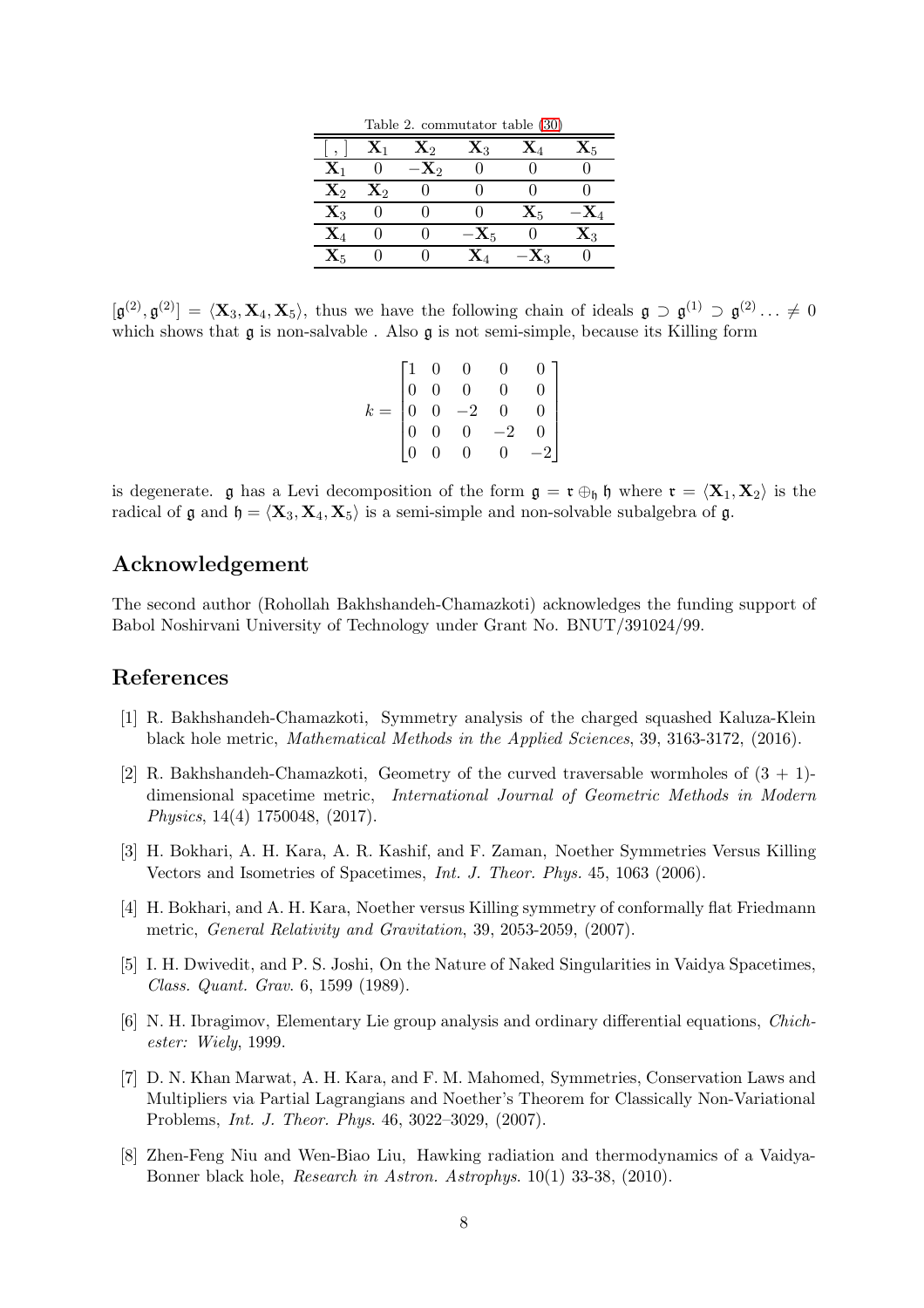Table 2. commutator table (30)

| [ , ] | $\mathbf{X}_1$ | $\mathbf{X}_2$ | $\mathbf{X}_3$ | $\mathbf{X}_4$ | $\mathbf{X}_5$ |
|---|---|---|---|---|---|
| $\mathbf{X}_1$ | 0 | $-\mathbf{X}_2$ | 0 | 0 | 0 |
| $\mathbf{X}_2$ | $\mathbf{X}_2$ | 0 | 0 | 0 | 0 |
| $\mathbf{X}_3$ | 0 | 0 | 0 | $\mathbf{X}_5$ | $-\mathbf{X}_4$ |
| $\mathbf{X}_4$ | 0 | 0 | $-\mathbf{X}_5$ | 0 | $\mathbf{X}_3$ |
| $\mathbf{X}_5$ | 0 | 0 | $\mathbf{X}_4$ | $-\mathbf{X}_3$ | 0 |

$[\mathfrak{g}^{(2)}, \mathfrak{g}^{(2)}] = \langle \mathbf{X}_3, \mathbf{X}_4, \mathbf{X}_5 \rangle$, thus we have the following chain of ideals $\mathfrak{g} \supset \mathfrak{g}^{(1)} \supset \mathfrak{g}^{(2)} \ldots \neq 0$ which shows that $\mathfrak{g}$ is non-salvable . Also $\mathfrak{g}$ is not semi-simple, because its Killing form

$$k = \begin{bmatrix} 1 & 0 & 0 & 0 & 0 \\ 0 & 0 & 0 & 0 & 0 \\ 0 & 0 & -2 & 0 & 0 \\ 0 & 0 & 0 & -2 & 0 \\ 0 & 0 & 0 & 0 & -2 \end{bmatrix}$$

is degenerate. $\mathfrak{g}$ has a Levi decomposition of the form $\mathfrak{g} = \mathfrak{r} \oplus_{\mathfrak{h}} \mathfrak{h}$ where $\mathfrak{r} = \langle \mathbf{X}_1, \mathbf{X}_2 \rangle$ is the radical of $\mathfrak{g}$ and $\mathfrak{h} = \langle \mathbf{X}_3, \mathbf{X}_4, \mathbf{X}_5 \rangle$ is a semi-simple and non-solvable subalgebra of $\mathfrak{g}$.

## Acknowledgement

The second author (Rohollah Bakhshandeh-Chamazkoti) acknowledges the funding support of Babol Noshirvani University of Technology under Grant No. BNUT/391024/99.

## References

[1] R. Bakhshandeh-Chamazkoti, Symmetry analysis of the charged squashed Kaluza-Klein black hole metric, *Mathematical Methods in the Applied Sciences*, 39, 3163-3172, (2016).

[2] R. Bakhshandeh-Chamazkoti, Geometry of the curved traversable wormholes of (3 + 1)-dimensional spacetime metric, *International Journal of Geometric Methods in Modern Physics*, 14(4) 1750048, (2017).

[3] H. Bokhari, A. H. Kara, A. R. Kashif, and F. Zaman, Noether Symmetries Versus Killing Vectors and Isometries of Spacetimes, *Int. J. Theor. Phys.* 45, 1063 (2006).

[4] H. Bokhari, and A. H. Kara, Noether versus Killing symmetry of conformally flat Friedmann metric, *General Relativity and Gravitation*, 39, 2053-2059, (2007).

[5] I. H. Dwivedit, and P. S. Joshi, On the Nature of Naked Singularities in Vaidya Spacetimes, *Class. Quant. Grav.* 6, 1599 (1989).

[6] N. H. Ibragimov, Elementary Lie group analysis and ordinary differential equations, *Chichester: Wiely*, 1999.

[7] D. N. Khan Marwat, A. H. Kara, and F. M. Mahomed, Symmetries, Conservation Laws and Multipliers via Partial Lagrangians and Noether's Theorem for Classically Non-Variational Problems, *Int. J. Theor. Phys.* 46, 3022–3029, (2007).

[8] Zhen-Feng Niu and Wen-Biao Liu, Hawking radiation and thermodynamics of a Vaidya-Bonner black hole, *Research in Astron. Astrophys.* 10(1) 33-38, (2010).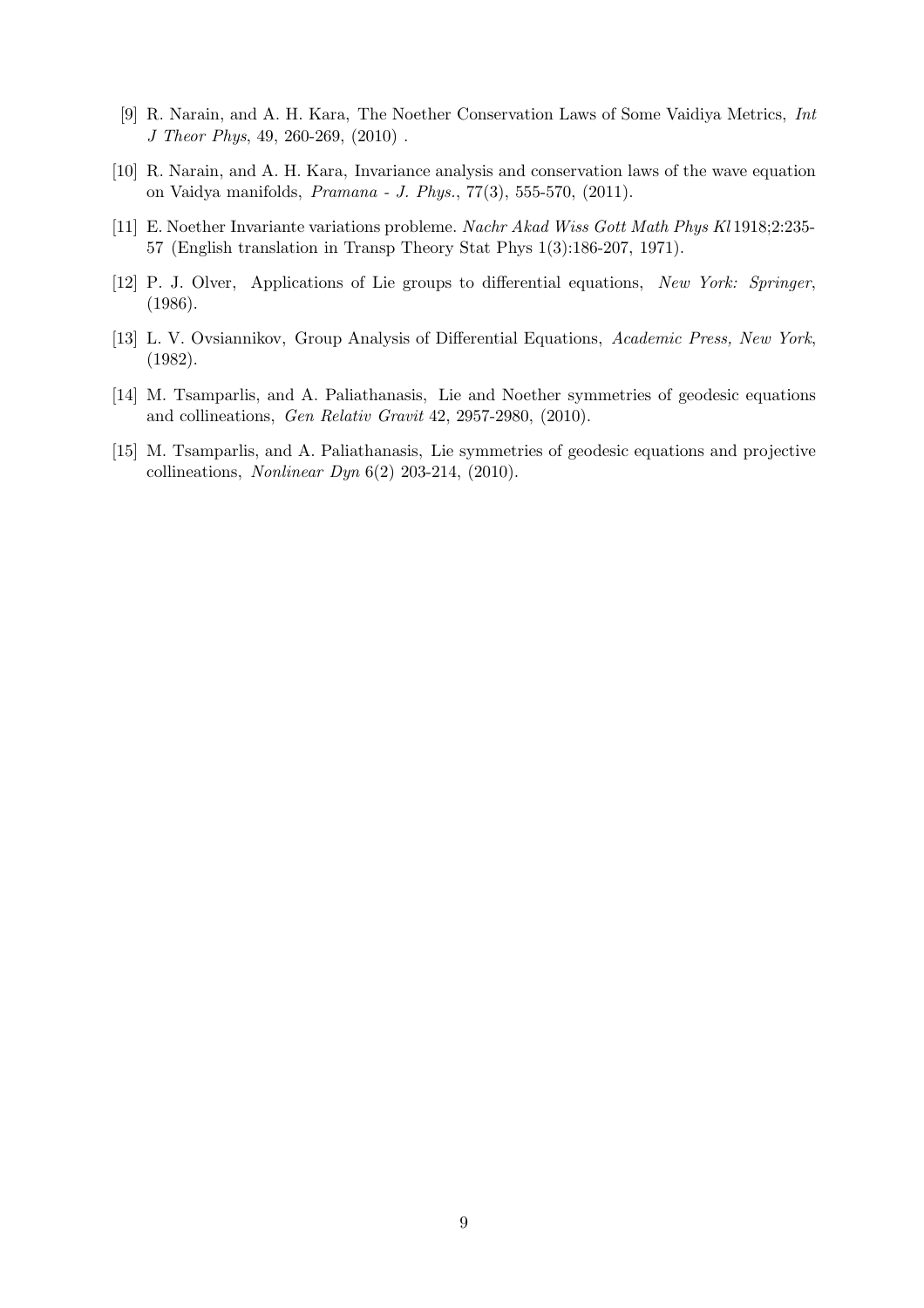[9] R. Narain, and A. H. Kara, The Noether Conservation Laws of Some Vaidiya Metrics, *Int J Theor Phys*, 49, 260-269, (2010) .

[10] R. Narain, and A. H. Kara, Invariance analysis and conservation laws of the wave equation on Vaidya manifolds, *Pramana - J. Phys.*, 77(3), 555-570, (2011).

[11] E. Noether Invariante variations probleme. *Nachr Akad Wiss Gott Math Phys Kl* 1918;2:235-57 (English translation in Transp Theory Stat Phys 1(3):186-207, 1971).

[12] P. J. Olver, Applications of Lie groups to differential equations, *New York: Springer*, (1986).

[13] L. V. Ovsiannikov, Group Analysis of Differential Equations, *Academic Press, New York*, (1982).

[14] M. Tsamparlis, and A. Paliathanasis, Lie and Noether symmetries of geodesic equations and collineations, *Gen Relativ Gravit* 42, 2957-2980, (2010).

[15] M. Tsamparlis, and A. Paliathanasis, Lie symmetries of geodesic equations and projective collineations, *Nonlinear Dyn* 6(2) 203-214, (2010).